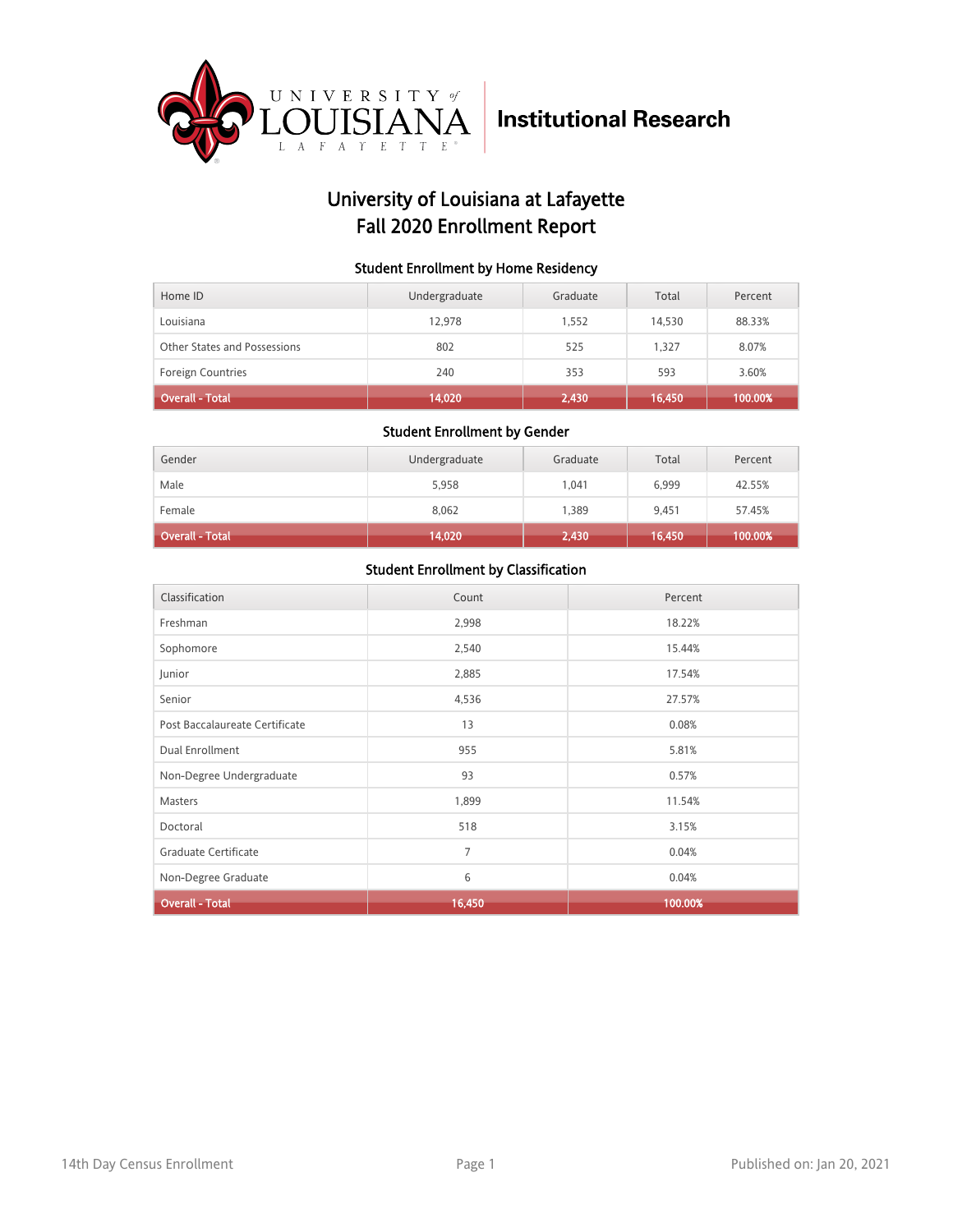University of Louisiana at Lafayette Institutional Research

# University of Louisiana at Lafayette
# Fall 2020 Enrollment Report

### Student Enrollment by Home Residency

| Home ID | Undergraduate | Graduate | Total | Percent |
|---|---|---|---|---|
| Louisiana | 12,978 | 1,552 | 14,530 | 88.33% |
| Other States and Possessions | 802 | 525 | 1,327 | 8.07% |
| Foreign Countries | 240 | 353 | 593 | 3.60% |
| Overall - Total | 14,020 | 2,430 | 16,450 | 100.00% |

### Student Enrollment by Gender

| Gender | Undergraduate | Graduate | Total | Percent |
|---|---|---|---|---|
| Male | 5,958 | 1,041 | 6,999 | 42.55% |
| Female | 8,062 | 1,389 | 9,451 | 57.45% |
| Overall - Total | 14,020 | 2,430 | 16,450 | 100.00% |

### Student Enrollment by Classification

| Classification | Count | Percent |
|---|---|---|
| Freshman | 2,998 | 18.22% |
| Sophomore | 2,540 | 15.44% |
| Junior | 2,885 | 17.54% |
| Senior | 4,536 | 27.57% |
| Post Baccalaureate Certificate | 13 | 0.08% |
| Dual Enrollment | 955 | 5.81% |
| Non-Degree Undergraduate | 93 | 0.57% |
| Masters | 1,899 | 11.54% |
| Doctoral | 518 | 3.15% |
| Graduate Certificate | 7 | 0.04% |
| Non-Degree Graduate | 6 | 0.04% |
| Overall - Total | 16,450 | 100.00% |

14th Day Census Enrollment

Published on: Jan 20, 2021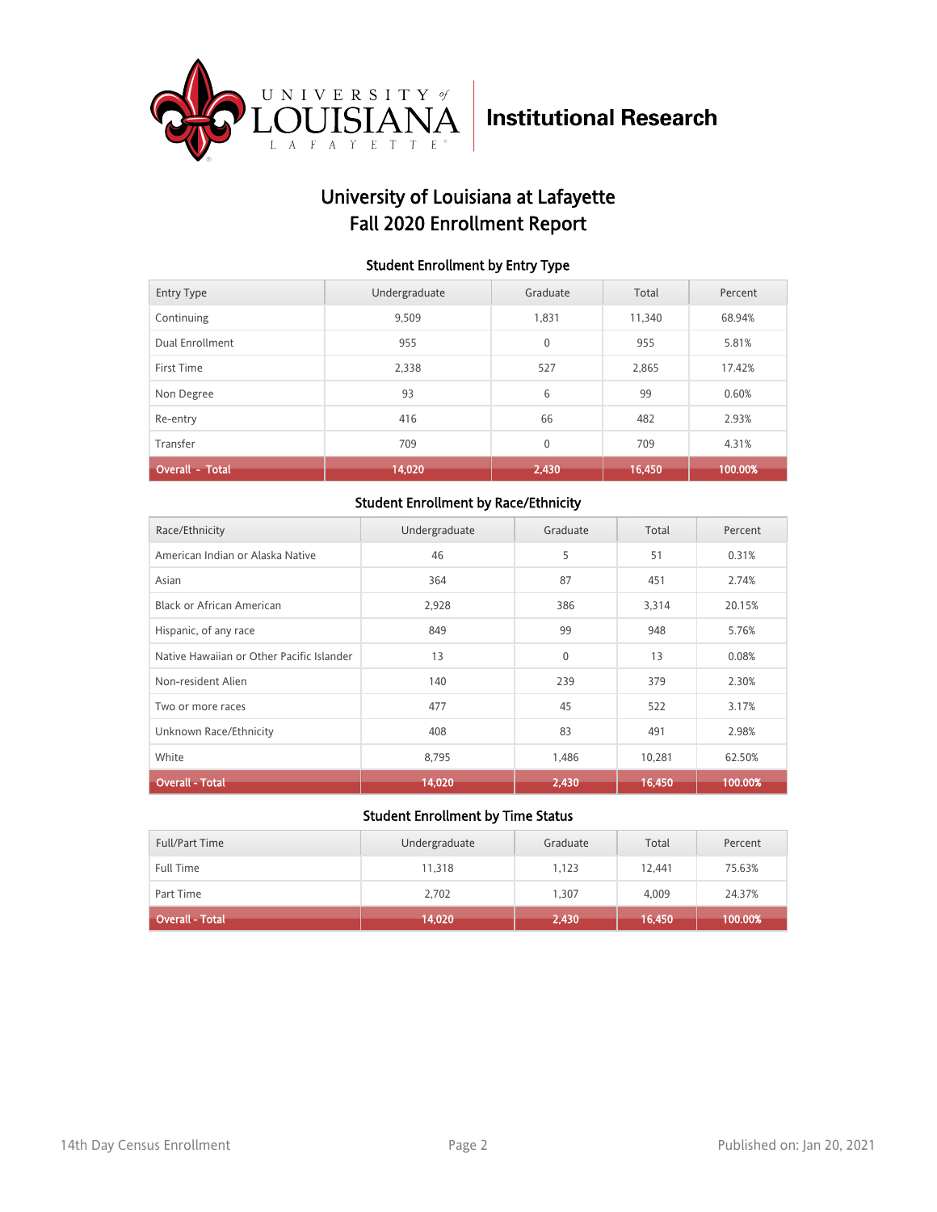University of Louisiana at Lafayette Institutional Research

# University of Louisiana at Lafayette
# Fall 2020 Enrollment Report

### Student Enrollment by Entry Type

| Entry Type | Undergraduate | Graduate | Total | Percent |
|---|---|---|---|---|
| Continuing | 9,509 | 1,831 | 11,340 | 68.94% |
| Dual Enrollment | 955 | 0 | 955 | 5.81% |
| First Time | 2,338 | 527 | 2,865 | 17.42% |
| Non Degree | 93 | 6 | 99 | 0.60% |
| Re-entry | 416 | 66 | 482 | 2.93% |
| Transfer | 709 | 0 | 709 | 4.31% |
| **Overall - Total** | **14,020** | **2,430** | **16,450** | **100.00%** |

### Student Enrollment by Race/Ethnicity

| Race/Ethnicity | Undergraduate | Graduate | Total | Percent |
|---|---|---|---|---|
| American Indian or Alaska Native | 46 | 5 | 51 | 0.31% |
| Asian | 364 | 87 | 451 | 2.74% |
| Black or African American | 2,928 | 386 | 3,314 | 20.15% |
| Hispanic, of any race | 849 | 99 | 948 | 5.76% |
| Native Hawaiian or Other Pacific Islander | 13 | 0 | 13 | 0.08% |
| Non-resident Alien | 140 | 239 | 379 | 2.30% |
| Two or more races | 477 | 45 | 522 | 3.17% |
| Unknown Race/Ethnicity | 408 | 83 | 491 | 2.98% |
| White | 8,795 | 1,486 | 10,281 | 62.50% |
| **Overall - Total** | **14,020** | **2,430** | **16,450** | **100.00%** |

### Student Enrollment by Time Status

| Full/Part Time | Undergraduate | Graduate | Total | Percent |
|---|---|---|---|---|
| Full Time | 11,318 | 1,123 | 12,441 | 75.63% |
| Part Time | 2,702 | 1,307 | 4,009 | 24.37% |
| **Overall - Total** | **14,020** | **2,430** | **16,450** | **100.00%** |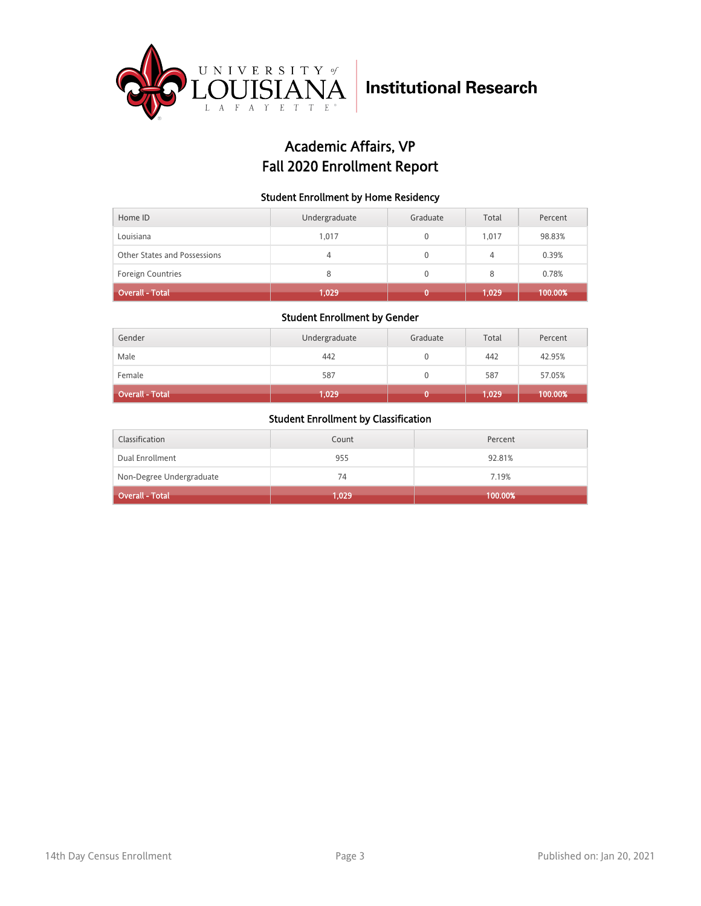# Academic Affairs, VP
# Fall 2020 Enrollment Report

### Student Enrollment by Home Residency

| Home ID | Undergraduate | Graduate | Total | Percent |
|---|---|---|---|---|
| Louisiana | 1,017 | 0 | 1,017 | 98.83% |
| Other States and Possessions | 4 | 0 | 4 | 0.39% |
| Foreign Countries | 8 | 0 | 8 | 0.78% |
| **Overall - Total** | **1,029** | **0** | **1,029** | **100.00%** |

### Student Enrollment by Gender

| Gender | Undergraduate | Graduate | Total | Percent |
|---|---|---|---|---|
| Male | 442 | 0 | 442 | 42.95% |
| Female | 587 | 0 | 587 | 57.05% |
| **Overall - Total** | **1,029** | **0** | **1,029** | **100.00%** |

### Student Enrollment by Classification

| Classification | Count | Percent |
|---|---|---|
| Dual Enrollment | 955 | 92.81% |
| Non-Degree Undergraduate | 74 | 7.19% |
| **Overall - Total** | **1,029** | **100.00%** |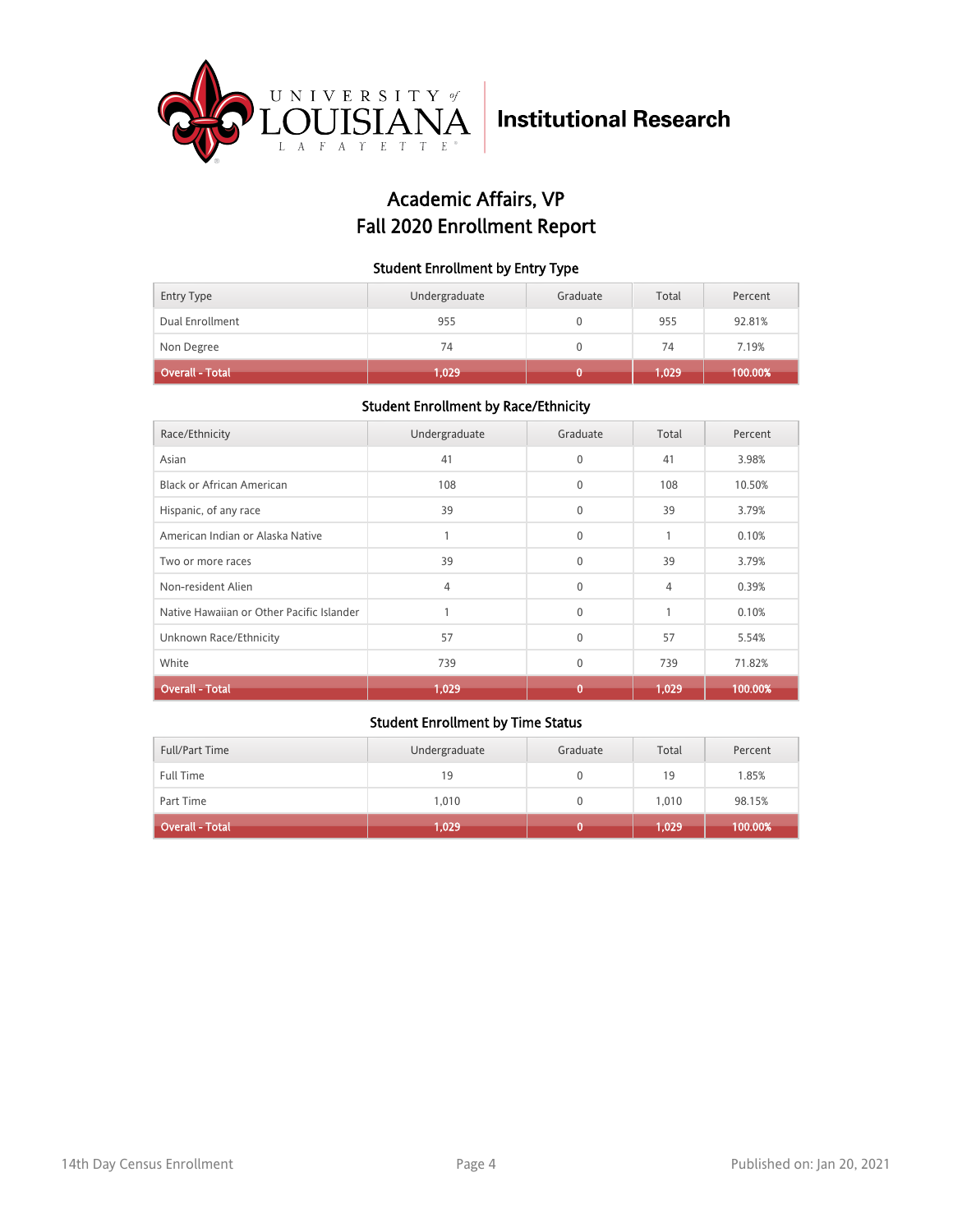# Academic Affairs, VP
# Fall 2020 Enrollment Report

### Student Enrollment by Entry Type

| Entry Type | Undergraduate | Graduate | Total | Percent |
|---|---|---|---|---|
| Dual Enrollment | 955 | 0 | 955 | 92.81% |
| Non Degree | 74 | 0 | 74 | 7.19% |
| **Overall - Total** | **1,029** | **0** | **1,029** | **100.00%** |

### Student Enrollment by Race/Ethnicity

| Race/Ethnicity | Undergraduate | Graduate | Total | Percent |
|---|---|---|---|---|
| Asian | 41 | 0 | 41 | 3.98% |
| Black or African American | 108 | 0 | 108 | 10.50% |
| Hispanic, of any race | 39 | 0 | 39 | 3.79% |
| American Indian or Alaska Native | 1 | 0 | 1 | 0.10% |
| Two or more races | 39 | 0 | 39 | 3.79% |
| Non-resident Alien | 4 | 0 | 4 | 0.39% |
| Native Hawaiian or Other Pacific Islander | 1 | 0 | 1 | 0.10% |
| Unknown Race/Ethnicity | 57 | 0 | 57 | 5.54% |
| White | 739 | 0 | 739 | 71.82% |
| **Overall - Total** | **1,029** | **0** | **1,029** | **100.00%** |

### Student Enrollment by Time Status

| Full/Part Time | Undergraduate | Graduate | Total | Percent |
|---|---|---|---|---|
| Full Time | 19 | 0 | 19 | 1.85% |
| Part Time | 1,010 | 0 | 1,010 | 98.15% |
| **Overall - Total** | **1,029** | **0** | **1,029** | **100.00%** |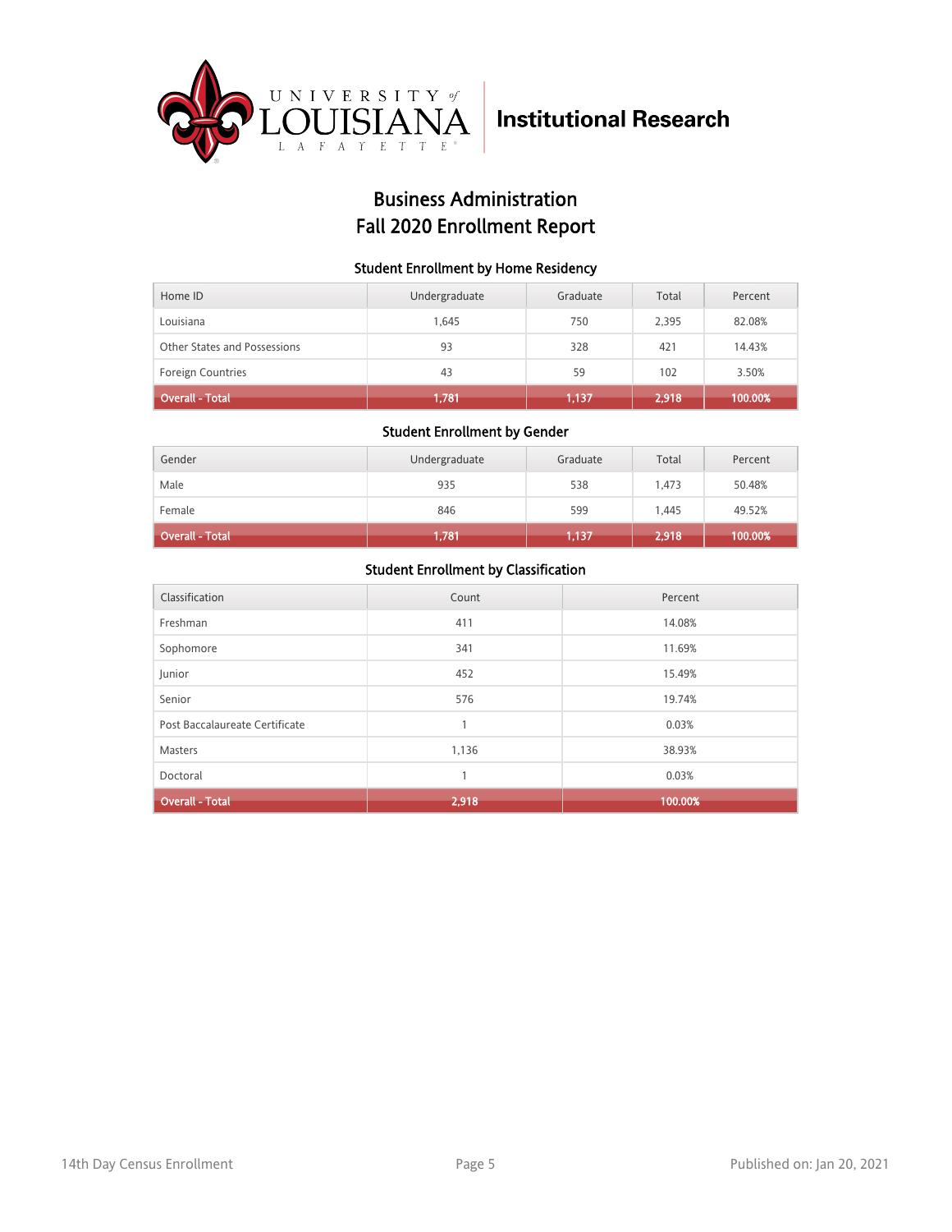University of Louisiana Lafayette | Institutional Research

# Business Administration
# Fall 2020 Enrollment Report

### Student Enrollment by Home Residency

| Home ID | Undergraduate | Graduate | Total | Percent |
|---|---|---|---|---|
| Louisiana | 1,645 | 750 | 2,395 | 82.08% |
| Other States and Possessions | 93 | 328 | 421 | 14.43% |
| Foreign Countries | 43 | 59 | 102 | 3.50% |
| **Overall - Total** | **1,781** | **1,137** | **2,918** | **100.00%** |

### Student Enrollment by Gender

| Gender | Undergraduate | Graduate | Total | Percent |
|---|---|---|---|---|
| Male | 935 | 538 | 1,473 | 50.48% |
| Female | 846 | 599 | 1,445 | 49.52% |
| **Overall - Total** | **1,781** | **1,137** | **2,918** | **100.00%** |

### Student Enrollment by Classification

| Classification | Count | Percent |
|---|---|---|
| Freshman | 411 | 14.08% |
| Sophomore | 341 | 11.69% |
| Junior | 452 | 15.49% |
| Senior | 576 | 19.74% |
| Post Baccalaureate Certificate | 1 | 0.03% |
| Masters | 1,136 | 38.93% |
| Doctoral | 1 | 0.03% |
| **Overall - Total** | **2,918** | **100.00%** |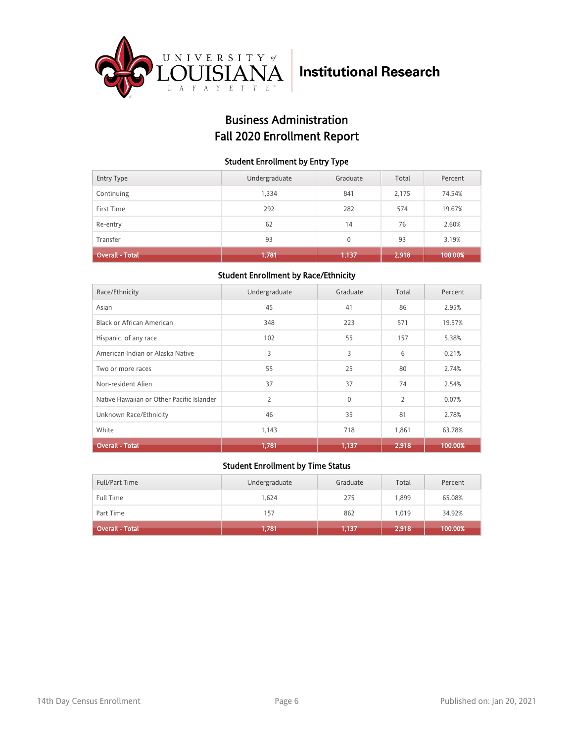Institutional Research

# Business Administration
# Fall 2020 Enrollment Report

### Student Enrollment by Entry Type

| Entry Type | Undergraduate | Graduate | Total | Percent |
|---|---|---|---|---|
| Continuing | 1,334 | 841 | 2,175 | 74.54% |
| First Time | 292 | 282 | 574 | 19.67% |
| Re-entry | 62 | 14 | 76 | 2.60% |
| Transfer | 93 | 0 | 93 | 3.19% |
| **Overall - Total** | **1,781** | **1,137** | **2,918** | **100.00%** |

### Student Enrollment by Race/Ethnicity

| Race/Ethnicity | Undergraduate | Graduate | Total | Percent |
|---|---|---|---|---|
| Asian | 45 | 41 | 86 | 2.95% |
| Black or African American | 348 | 223 | 571 | 19.57% |
| Hispanic, of any race | 102 | 55 | 157 | 5.38% |
| American Indian or Alaska Native | 3 | 3 | 6 | 0.21% |
| Two or more races | 55 | 25 | 80 | 2.74% |
| Non-resident Alien | 37 | 37 | 74 | 2.54% |
| Native Hawaiian or Other Pacific Islander | 2 | 0 | 2 | 0.07% |
| Unknown Race/Ethnicity | 46 | 35 | 81 | 2.78% |
| White | 1,143 | 718 | 1,861 | 63.78% |
| **Overall - Total** | **1,781** | **1,137** | **2,918** | **100.00%** |

### Student Enrollment by Time Status

| Full/Part Time | Undergraduate | Graduate | Total | Percent |
|---|---|---|---|---|
| Full Time | 1,624 | 275 | 1,899 | 65.08% |
| Part Time | 157 | 862 | 1,019 | 34.92% |
| **Overall - Total** | **1,781** | **1,137** | **2,918** | **100.00%** |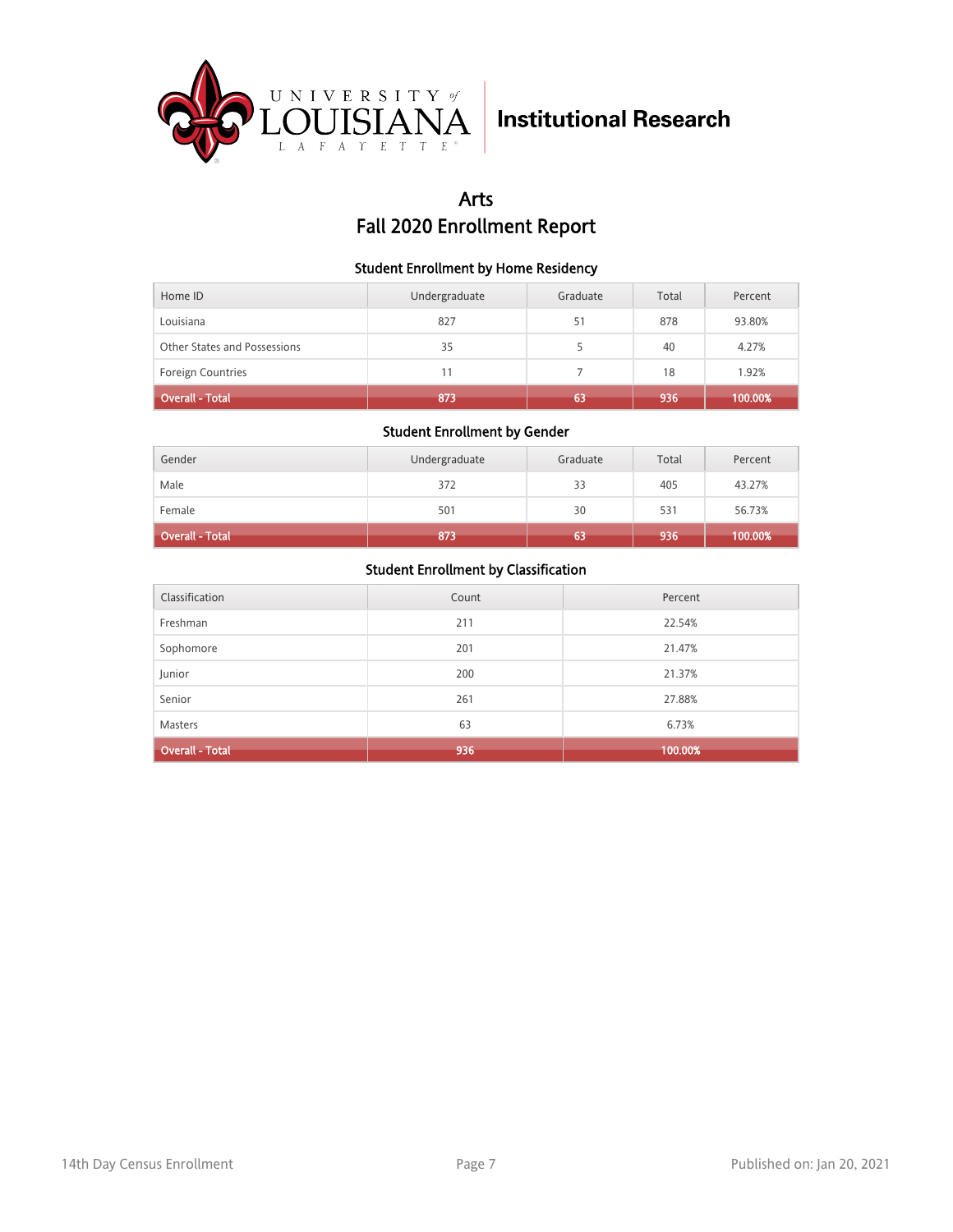Institutional Research

# Arts
# Fall 2020 Enrollment Report

### Student Enrollment by Home Residency

| Home ID | Undergraduate | Graduate | Total | Percent |
|---|---|---|---|---|
| Louisiana | 827 | 51 | 878 | 93.80% |
| Other States and Possessions | 35 | 5 | 40 | 4.27% |
| Foreign Countries | 11 | 7 | 18 | 1.92% |
| **Overall - Total** | **873** | **63** | **936** | **100.00%** |

### Student Enrollment by Gender

| Gender | Undergraduate | Graduate | Total | Percent |
|---|---|---|---|---|
| Male | 372 | 33 | 405 | 43.27% |
| Female | 501 | 30 | 531 | 56.73% |
| **Overall - Total** | **873** | **63** | **936** | **100.00%** |

### Student Enrollment by Classification

| Classification | Count | Percent |
|---|---|---|
| Freshman | 211 | 22.54% |
| Sophomore | 201 | 21.47% |
| Junior | 200 | 21.37% |
| Senior | 261 | 27.88% |
| Masters | 63 | 6.73% |
| **Overall - Total** | **936** | **100.00%** |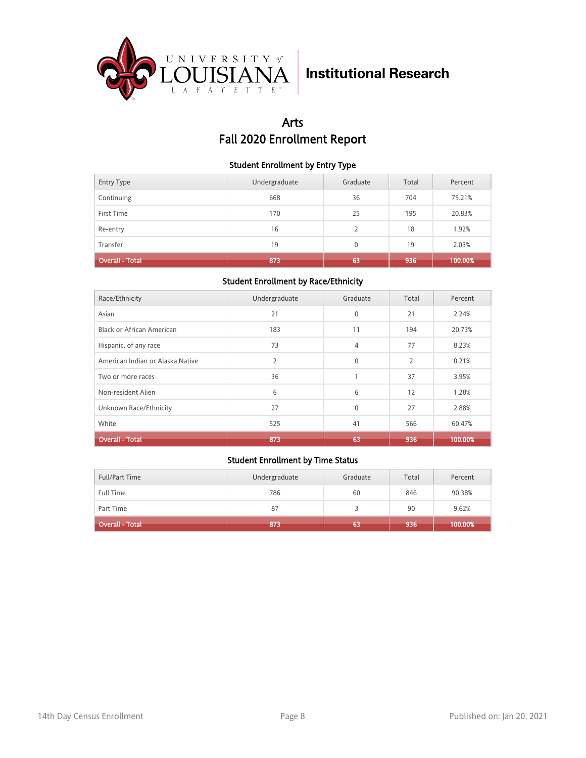Institutional Research

# Arts
# Fall 2020 Enrollment Report

### Student Enrollment by Entry Type

| Entry Type | Undergraduate | Graduate | Total | Percent |
|---|---|---|---|---|
| Continuing | 668 | 36 | 704 | 75.21% |
| First Time | 170 | 25 | 195 | 20.83% |
| Re-entry | 16 | 2 | 18 | 1.92% |
| Transfer | 19 | 0 | 19 | 2.03% |
| **Overall - Total** | **873** | **63** | **936** | **100.00%** |

### Student Enrollment by Race/Ethnicity

| Race/Ethnicity | Undergraduate | Graduate | Total | Percent |
|---|---|---|---|---|
| Asian | 21 | 0 | 21 | 2.24% |
| Black or African American | 183 | 11 | 194 | 20.73% |
| Hispanic, of any race | 73 | 4 | 77 | 8.23% |
| American Indian or Alaska Native | 2 | 0 | 2 | 0.21% |
| Two or more races | 36 | 1 | 37 | 3.95% |
| Non-resident Alien | 6 | 6 | 12 | 1.28% |
| Unknown Race/Ethnicity | 27 | 0 | 27 | 2.88% |
| White | 525 | 41 | 566 | 60.47% |
| **Overall - Total** | **873** | **63** | **936** | **100.00%** |

### Student Enrollment by Time Status

| Full/Part Time | Undergraduate | Graduate | Total | Percent |
|---|---|---|---|---|
| Full Time | 786 | 60 | 846 | 90.38% |
| Part Time | 87 | 3 | 90 | 9.62% |
| **Overall - Total** | **873** | **63** | **936** | **100.00%** |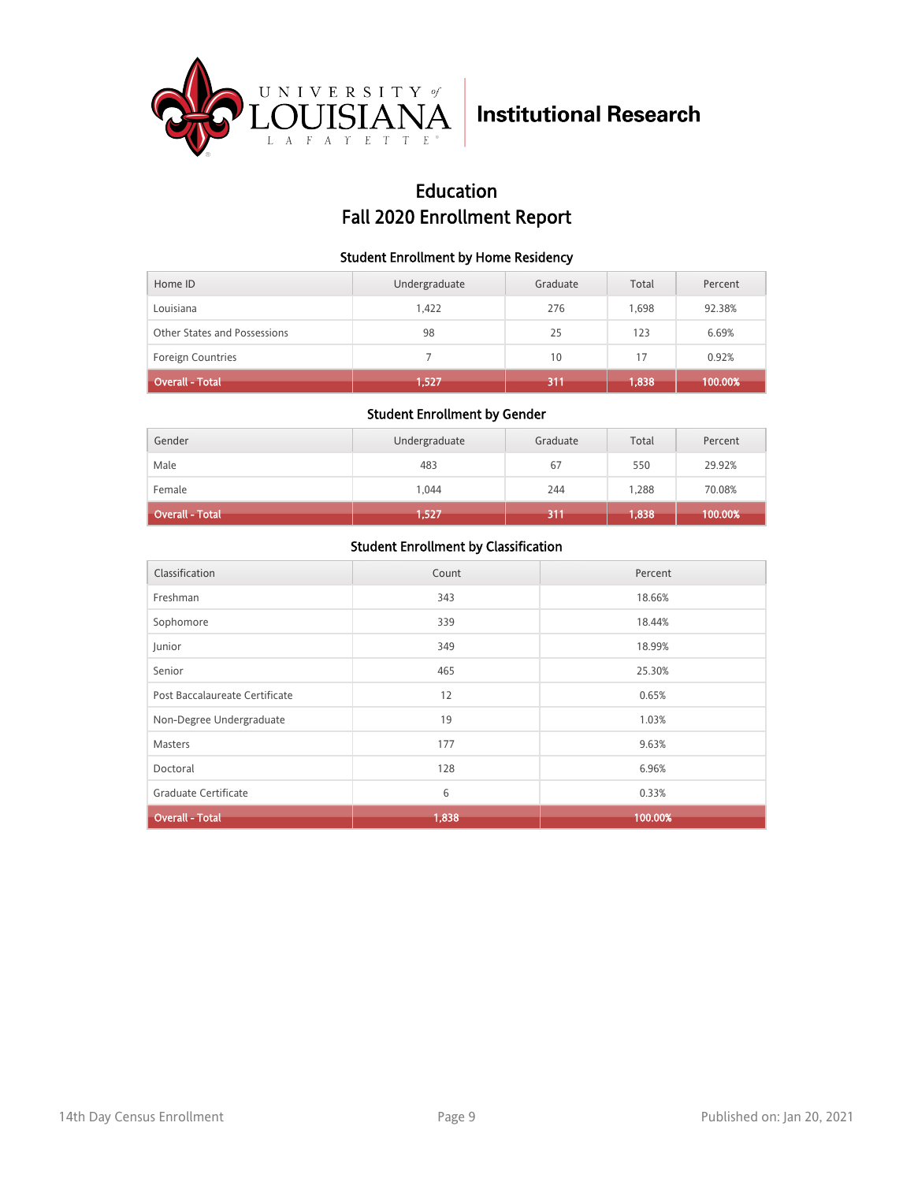University of Louisiana Lafayette | Institutional Research

# Education
# Fall 2020 Enrollment Report

### Student Enrollment by Home Residency

| Home ID | Undergraduate | Graduate | Total | Percent |
|---|---|---|---|---|
| Louisiana | 1,422 | 276 | 1,698 | 92.38% |
| Other States and Possessions | 98 | 25 | 123 | 6.69% |
| Foreign Countries | 7 | 10 | 17 | 0.92% |
| Overall - Total | 1,527 | 311 | 1,838 | 100.00% |

### Student Enrollment by Gender

| Gender | Undergraduate | Graduate | Total | Percent |
|---|---|---|---|---|
| Male | 483 | 67 | 550 | 29.92% |
| Female | 1,044 | 244 | 1,288 | 70.08% |
| Overall - Total | 1,527 | 311 | 1,838 | 100.00% |

### Student Enrollment by Classification

| Classification | Count | Percent |
|---|---|---|
| Freshman | 343 | 18.66% |
| Sophomore | 339 | 18.44% |
| Junior | 349 | 18.99% |
| Senior | 465 | 25.30% |
| Post Baccalaureate Certificate | 12 | 0.65% |
| Non-Degree Undergraduate | 19 | 1.03% |
| Masters | 177 | 9.63% |
| Doctoral | 128 | 6.96% |
| Graduate Certificate | 6 | 0.33% |
| Overall - Total | 1,838 | 100.00% |

14th Day Census Enrollment | Published on: Jan 20, 2021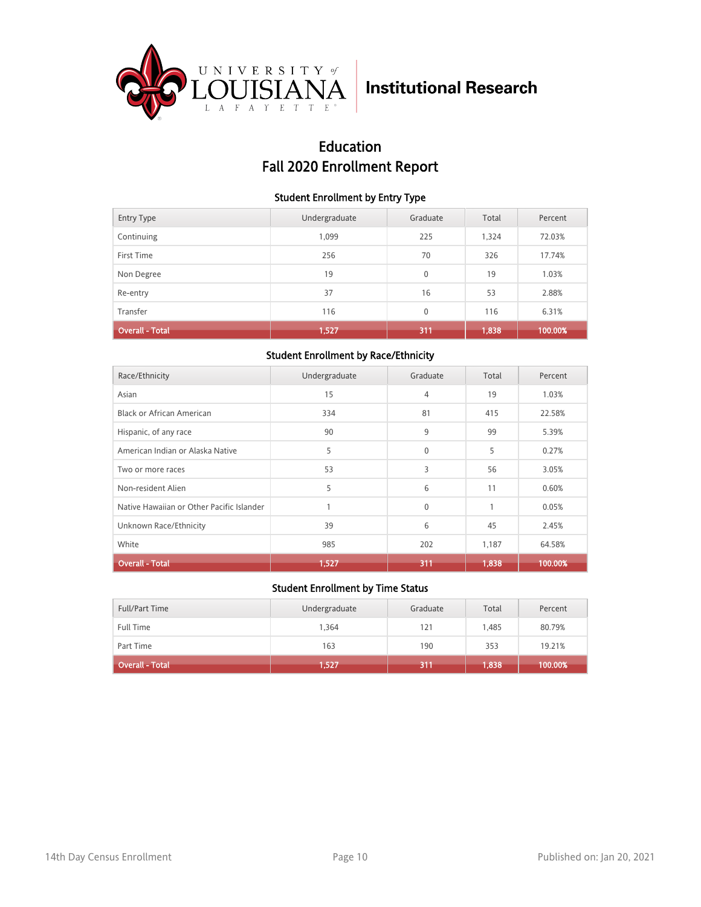Institutional Research

# Education
# Fall 2020 Enrollment Report

## Student Enrollment by Entry Type

| Entry Type | Undergraduate | Graduate | Total | Percent |
|---|---|---|---|---|
| Continuing | 1,099 | 225 | 1,324 | 72.03% |
| First Time | 256 | 70 | 326 | 17.74% |
| Non Degree | 19 | 0 | 19 | 1.03% |
| Re-entry | 37 | 16 | 53 | 2.88% |
| Transfer | 116 | 0 | 116 | 6.31% |
| **Overall - Total** | **1,527** | **311** | **1,838** | **100.00%** |

## Student Enrollment by Race/Ethnicity

| Race/Ethnicity | Undergraduate | Graduate | Total | Percent |
|---|---|---|---|---|
| Asian | 15 | 4 | 19 | 1.03% |
| Black or African American | 334 | 81 | 415 | 22.58% |
| Hispanic, of any race | 90 | 9 | 99 | 5.39% |
| American Indian or Alaska Native | 5 | 0 | 5 | 0.27% |
| Two or more races | 53 | 3 | 56 | 3.05% |
| Non-resident Alien | 5 | 6 | 11 | 0.60% |
| Native Hawaiian or Other Pacific Islander | 1 | 0 | 1 | 0.05% |
| Unknown Race/Ethnicity | 39 | 6 | 45 | 2.45% |
| White | 985 | 202 | 1,187 | 64.58% |
| **Overall - Total** | **1,527** | **311** | **1,838** | **100.00%** |

## Student Enrollment by Time Status

| Full/Part Time | Undergraduate | Graduate | Total | Percent |
|---|---|---|---|---|
| Full Time | 1,364 | 121 | 1,485 | 80.79% |
| Part Time | 163 | 190 | 353 | 19.21% |
| **Overall - Total** | **1,527** | **311** | **1,838** | **100.00%** |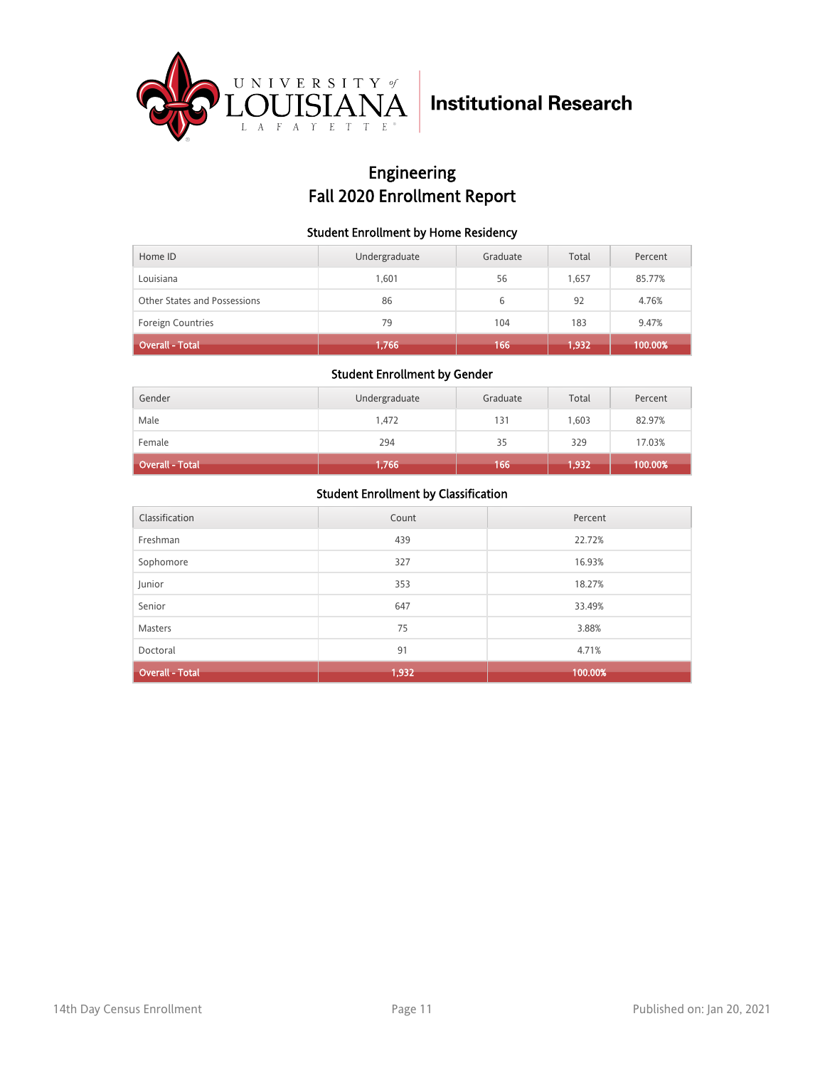University of Louisiana Lafayette | Institutional Research

# Engineering
# Fall 2020 Enrollment Report

### Student Enrollment by Home Residency

| Home ID | Undergraduate | Graduate | Total | Percent |
|---|---|---|---|---|
| Louisiana | 1,601 | 56 | 1,657 | 85.77% |
| Other States and Possessions | 86 | 6 | 92 | 4.76% |
| Foreign Countries | 79 | 104 | 183 | 9.47% |
| **Overall - Total** | **1,766** | **166** | **1,932** | **100.00%** |

### Student Enrollment by Gender

| Gender | Undergraduate | Graduate | Total | Percent |
|---|---|---|---|---|
| Male | 1,472 | 131 | 1,603 | 82.97% |
| Female | 294 | 35 | 329 | 17.03% |
| **Overall - Total** | **1,766** | **166** | **1,932** | **100.00%** |

### Student Enrollment by Classification

| Classification | Count | Percent |
|---|---|---|
| Freshman | 439 | 22.72% |
| Sophomore | 327 | 16.93% |
| Junior | 353 | 18.27% |
| Senior | 647 | 33.49% |
| Masters | 75 | 3.88% |
| Doctoral | 91 | 4.71% |
| **Overall - Total** | **1,932** | **100.00%** |

14th Day Census Enrollment

Published on: Jan 20, 2021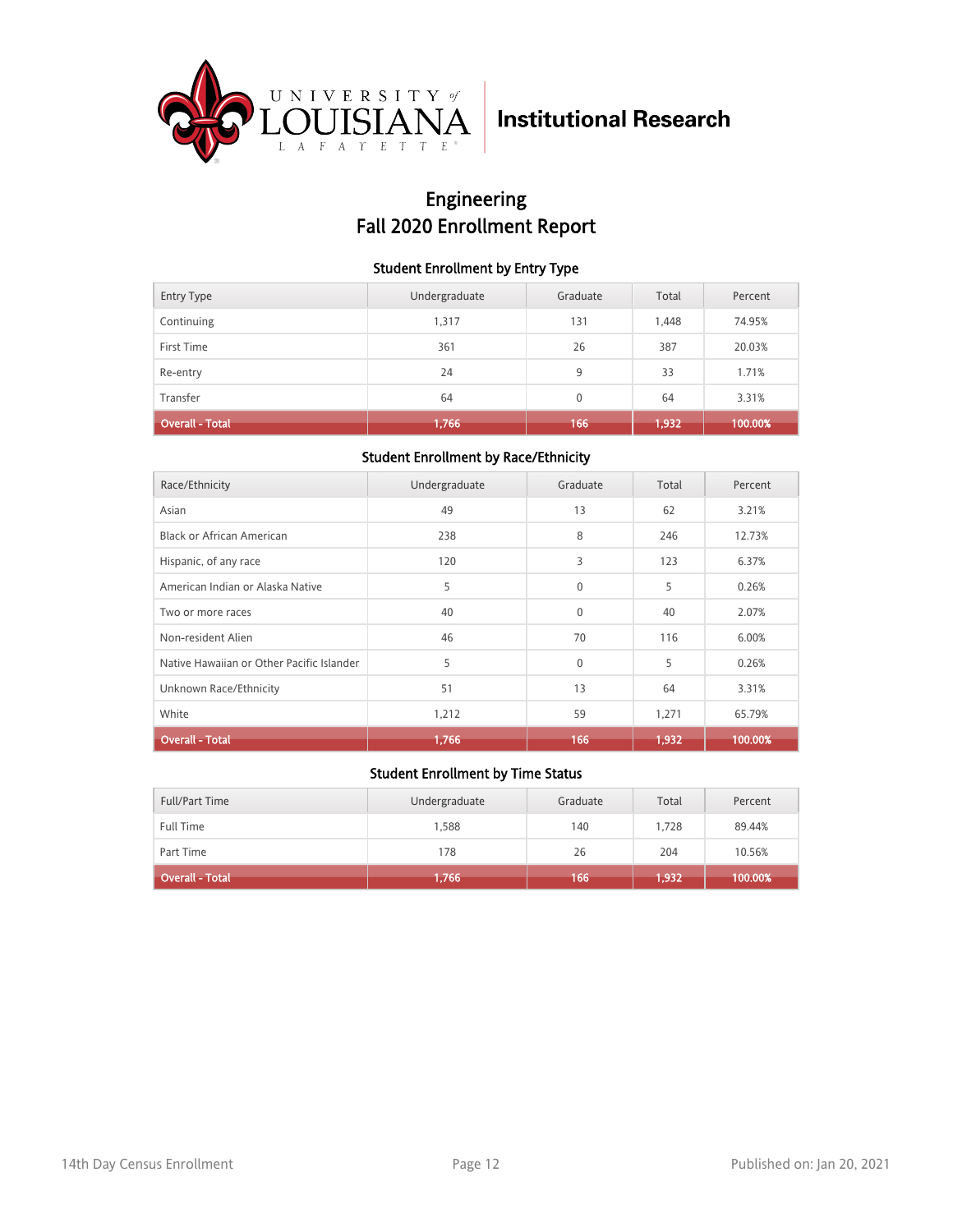# Engineering
# Fall 2020 Enrollment Report

### Student Enrollment by Entry Type

| Entry Type | Undergraduate | Graduate | Total | Percent |
|---|---|---|---|---|
| Continuing | 1,317 | 131 | 1,448 | 74.95% |
| First Time | 361 | 26 | 387 | 20.03% |
| Re-entry | 24 | 9 | 33 | 1.71% |
| Transfer | 64 | 0 | 64 | 3.31% |
| **Overall - Total** | **1,766** | **166** | **1,932** | **100.00%** |

### Student Enrollment by Race/Ethnicity

| Race/Ethnicity | Undergraduate | Graduate | Total | Percent |
|---|---|---|---|---|
| Asian | 49 | 13 | 62 | 3.21% |
| Black or African American | 238 | 8 | 246 | 12.73% |
| Hispanic, of any race | 120 | 3 | 123 | 6.37% |
| American Indian or Alaska Native | 5 | 0 | 5 | 0.26% |
| Two or more races | 40 | 0 | 40 | 2.07% |
| Non-resident Alien | 46 | 70 | 116 | 6.00% |
| Native Hawaiian or Other Pacific Islander | 5 | 0 | 5 | 0.26% |
| Unknown Race/Ethnicity | 51 | 13 | 64 | 3.31% |
| White | 1,212 | 59 | 1,271 | 65.79% |
| **Overall - Total** | **1,766** | **166** | **1,932** | **100.00%** |

### Student Enrollment by Time Status

| Full/Part Time | Undergraduate | Graduate | Total | Percent |
|---|---|---|---|---|
| Full Time | 1,588 | 140 | 1,728 | 89.44% |
| Part Time | 178 | 26 | 204 | 10.56% |
| **Overall - Total** | **1,766** | **166** | **1,932** | **100.00%** |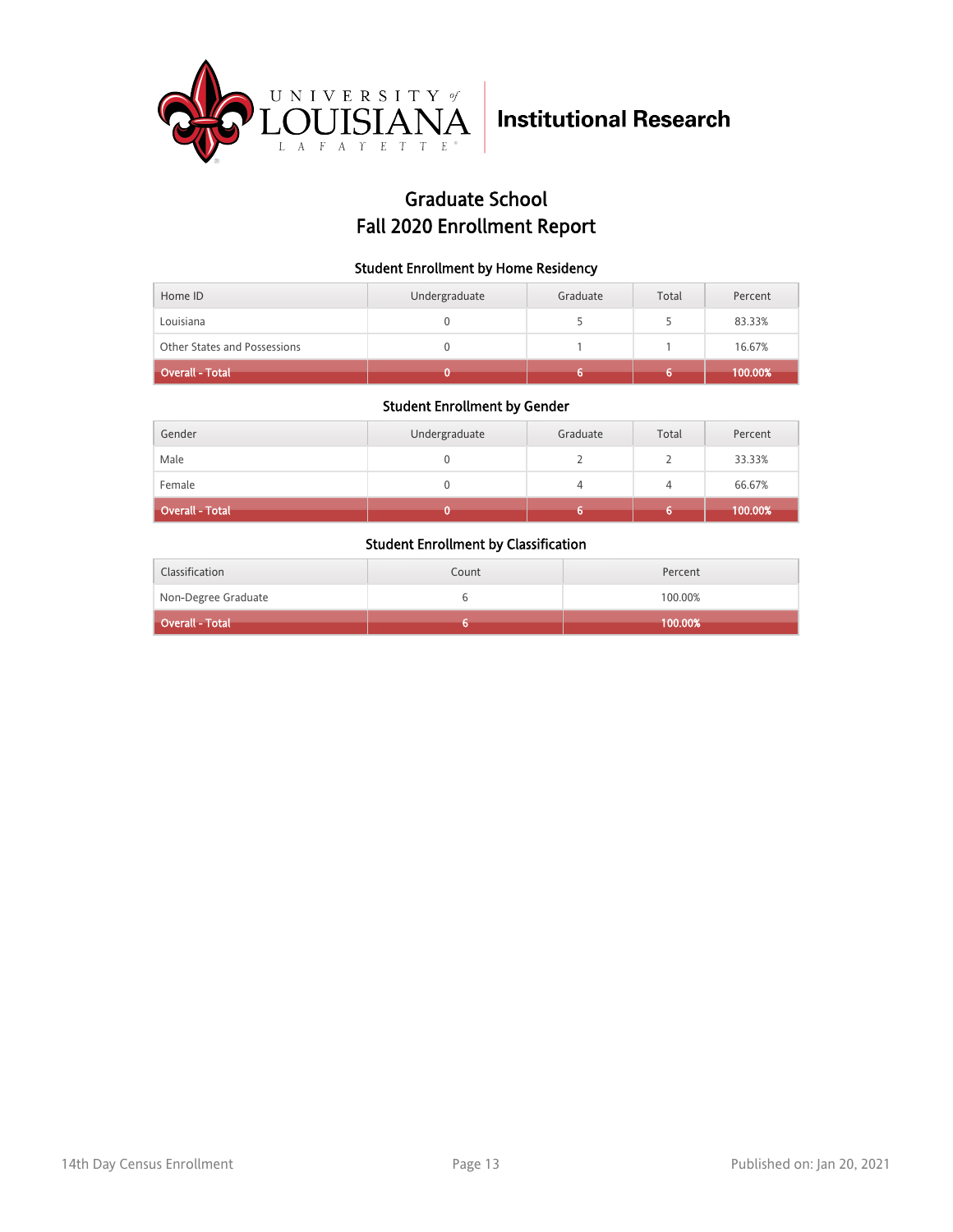University of Louisiana Lafayette — Institutional Research

# Graduate School
# Fall 2020 Enrollment Report

### Student Enrollment by Home Residency

| Home ID | Undergraduate | Graduate | Total | Percent |
|---|---|---|---|---|
| Louisiana | 0 | 5 | 5 | 83.33% |
| Other States and Possessions | 0 | 1 | 1 | 16.67% |
| **Overall - Total** | **0** | **6** | **6** | **100.00%** |

### Student Enrollment by Gender

| Gender | Undergraduate | Graduate | Total | Percent |
|---|---|---|---|---|
| Male | 0 | 2 | 2 | 33.33% |
| Female | 0 | 4 | 4 | 66.67% |
| **Overall - Total** | **0** | **6** | **6** | **100.00%** |

### Student Enrollment by Classification

| Classification | Count | Percent |
|---|---|---|
| Non-Degree Graduate | 6 | 100.00% |
| **Overall - Total** | **6** | **100.00%** |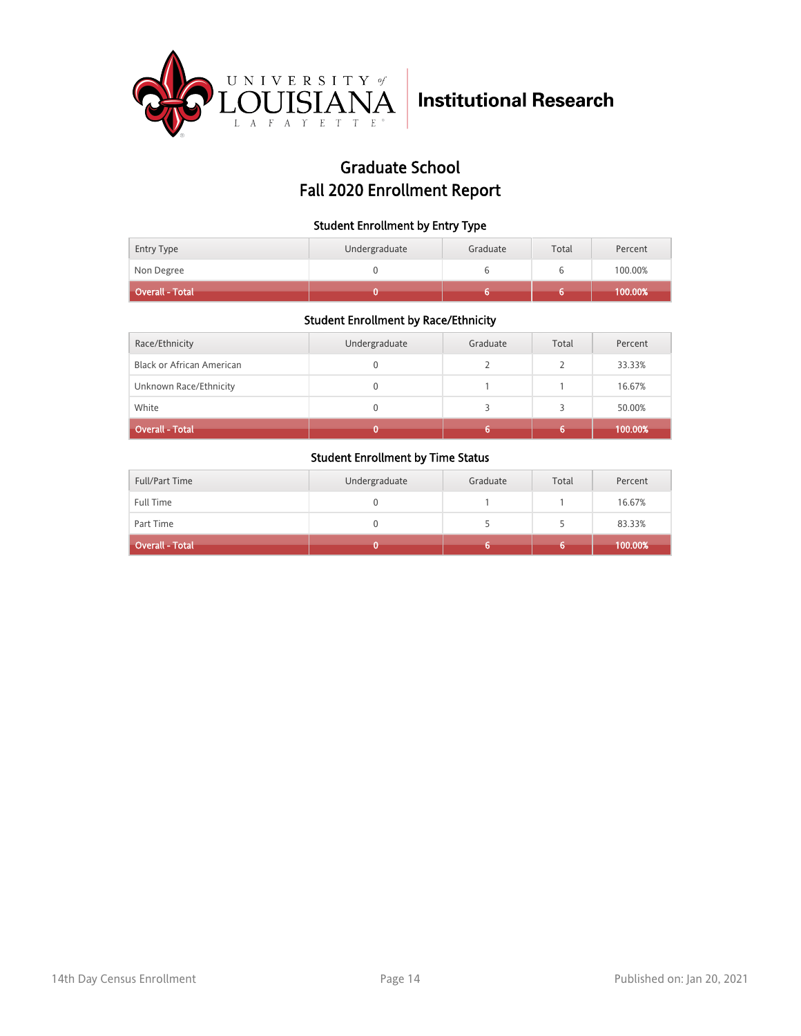Institutional Research

# Graduate School
# Fall 2020 Enrollment Report

### Student Enrollment by Entry Type

| Entry Type | Undergraduate | Graduate | Total | Percent |
|---|---|---|---|---|
| Non Degree | 0 | 6 | 6 | 100.00% |
| **Overall - Total** | **0** | **6** | **6** | **100.00%** |

### Student Enrollment by Race/Ethnicity

| Race/Ethnicity | Undergraduate | Graduate | Total | Percent |
|---|---|---|---|---|
| Black or African American | 0 | 2 | 2 | 33.33% |
| Unknown Race/Ethnicity | 0 | 1 | 1 | 16.67% |
| White | 0 | 3 | 3 | 50.00% |
| **Overall - Total** | **0** | **6** | **6** | **100.00%** |

### Student Enrollment by Time Status

| Full/Part Time | Undergraduate | Graduate | Total | Percent |
|---|---|---|---|---|
| Full Time | 0 | 1 | 1 | 16.67% |
| Part Time | 0 | 5 | 5 | 83.33% |
| **Overall - Total** | **0** | **6** | **6** | **100.00%** |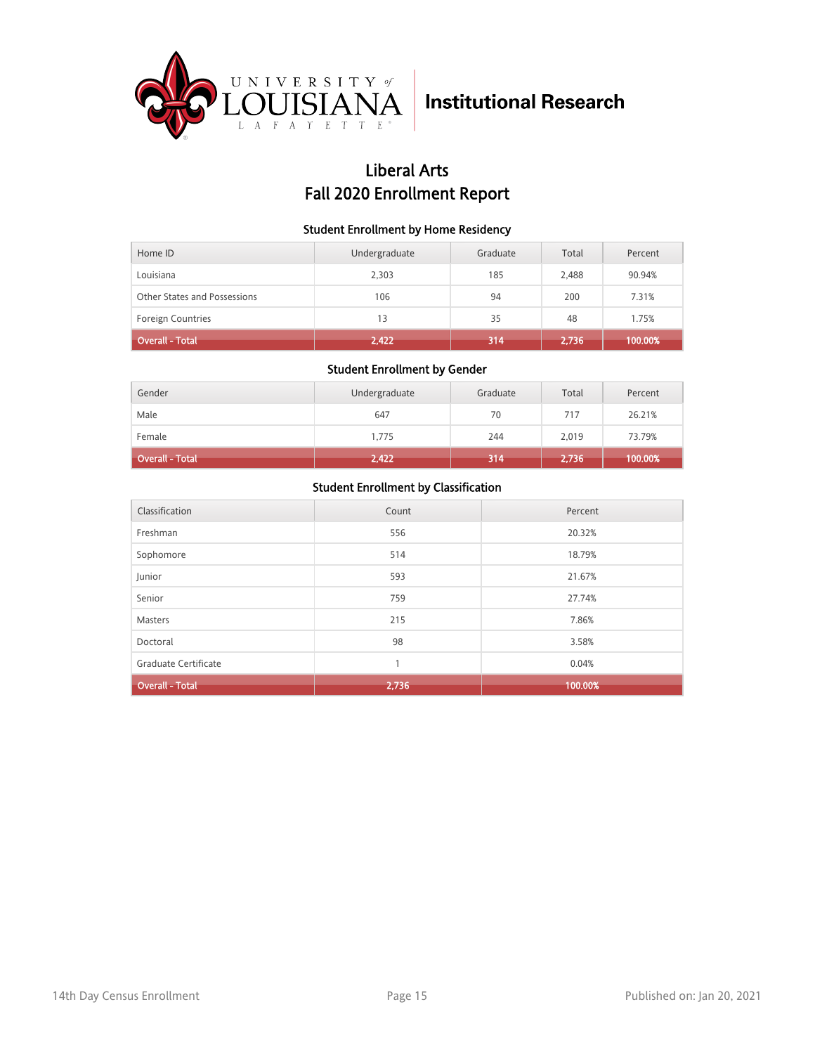University of Louisiana Lafayette | Institutional Research

# Liberal Arts
# Fall 2020 Enrollment Report

### Student Enrollment by Home Residency

| Home ID | Undergraduate | Graduate | Total | Percent |
|---|---|---|---|---|
| Louisiana | 2,303 | 185 | 2,488 | 90.94% |
| Other States and Possessions | 106 | 94 | 200 | 7.31% |
| Foreign Countries | 13 | 35 | 48 | 1.75% |
| **Overall - Total** | **2,422** | **314** | **2,736** | **100.00%** |

### Student Enrollment by Gender

| Gender | Undergraduate | Graduate | Total | Percent |
|---|---|---|---|---|
| Male | 647 | 70 | 717 | 26.21% |
| Female | 1,775 | 244 | 2,019 | 73.79% |
| **Overall - Total** | **2,422** | **314** | **2,736** | **100.00%** |

### Student Enrollment by Classification

| Classification | Count | Percent |
|---|---|---|
| Freshman | 556 | 20.32% |
| Sophomore | 514 | 18.79% |
| Junior | 593 | 21.67% |
| Senior | 759 | 27.74% |
| Masters | 215 | 7.86% |
| Doctoral | 98 | 3.58% |
| Graduate Certificate | 1 | 0.04% |
| **Overall - Total** | **2,736** | **100.00%** |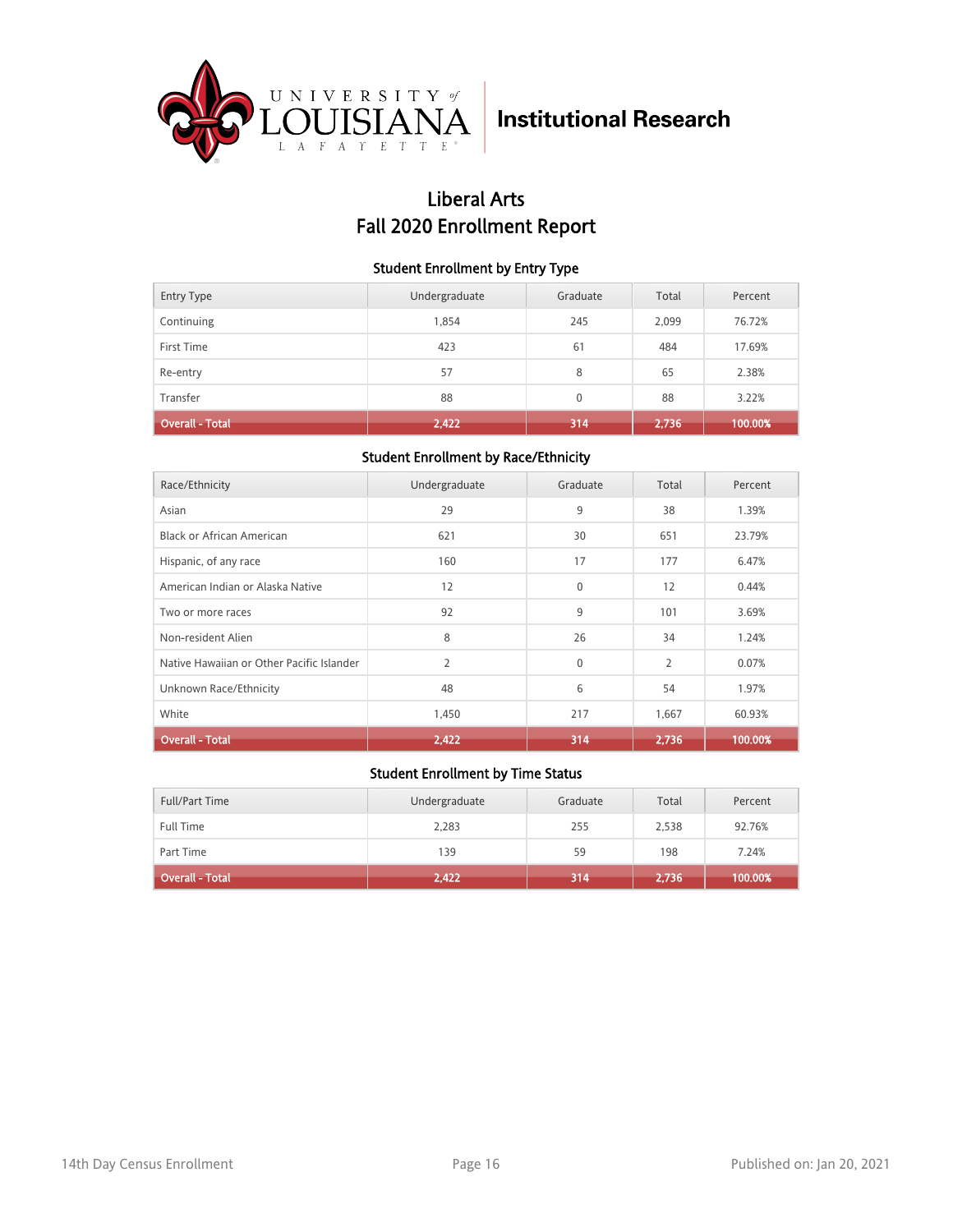Institutional Research

# Liberal Arts
# Fall 2020 Enrollment Report

### Student Enrollment by Entry Type

| Entry Type | Undergraduate | Graduate | Total | Percent |
|---|---|---|---|---|
| Continuing | 1,854 | 245 | 2,099 | 76.72% |
| First Time | 423 | 61 | 484 | 17.69% |
| Re-entry | 57 | 8 | 65 | 2.38% |
| Transfer | 88 | 0 | 88 | 3.22% |
| **Overall - Total** | **2,422** | **314** | **2,736** | **100.00%** |

### Student Enrollment by Race/Ethnicity

| Race/Ethnicity | Undergraduate | Graduate | Total | Percent |
|---|---|---|---|---|
| Asian | 29 | 9 | 38 | 1.39% |
| Black or African American | 621 | 30 | 651 | 23.79% |
| Hispanic, of any race | 160 | 17 | 177 | 6.47% |
| American Indian or Alaska Native | 12 | 0 | 12 | 0.44% |
| Two or more races | 92 | 9 | 101 | 3.69% |
| Non-resident Alien | 8 | 26 | 34 | 1.24% |
| Native Hawaiian or Other Pacific Islander | 2 | 0 | 2 | 0.07% |
| Unknown Race/Ethnicity | 48 | 6 | 54 | 1.97% |
| White | 1,450 | 217 | 1,667 | 60.93% |
| **Overall - Total** | **2,422** | **314** | **2,736** | **100.00%** |

### Student Enrollment by Time Status

| Full/Part Time | Undergraduate | Graduate | Total | Percent |
|---|---|---|---|---|
| Full Time | 2,283 | 255 | 2,538 | 92.76% |
| Part Time | 139 | 59 | 198 | 7.24% |
| **Overall - Total** | **2,422** | **314** | **2,736** | **100.00%** |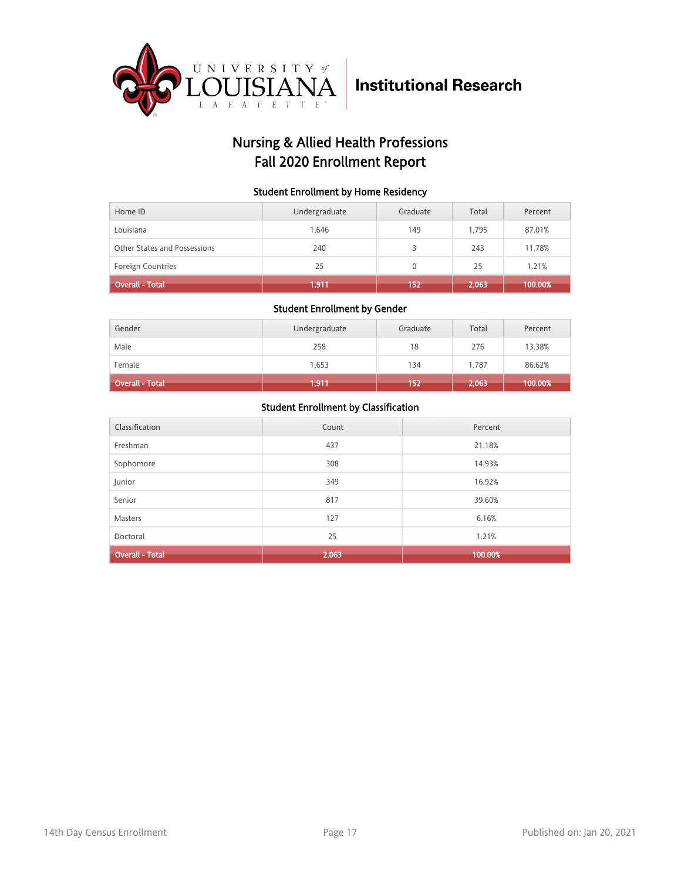University of Louisiana Lafayette — Institutional Research

# Nursing & Allied Health Professions
# Fall 2020 Enrollment Report

### Student Enrollment by Home Residency

| Home ID | Undergraduate | Graduate | Total | Percent |
|---|---|---|---|---|
| Louisiana | 1,646 | 149 | 1,795 | 87.01% |
| Other States and Possessions | 240 | 3 | 243 | 11.78% |
| Foreign Countries | 25 | 0 | 25 | 1.21% |
| **Overall - Total** | **1,911** | **152** | **2,063** | **100.00%** |

### Student Enrollment by Gender

| Gender | Undergraduate | Graduate | Total | Percent |
|---|---|---|---|---|
| Male | 258 | 18 | 276 | 13.38% |
| Female | 1,653 | 134 | 1,787 | 86.62% |
| **Overall - Total** | **1,911** | **152** | **2,063** | **100.00%** |

### Student Enrollment by Classification

| Classification | Count | Percent |
|---|---|---|
| Freshman | 437 | 21.18% |
| Sophomore | 308 | 14.93% |
| Junior | 349 | 16.92% |
| Senior | 817 | 39.60% |
| Masters | 127 | 6.16% |
| Doctoral | 25 | 1.21% |
| **Overall - Total** | **2,063** | **100.00%** |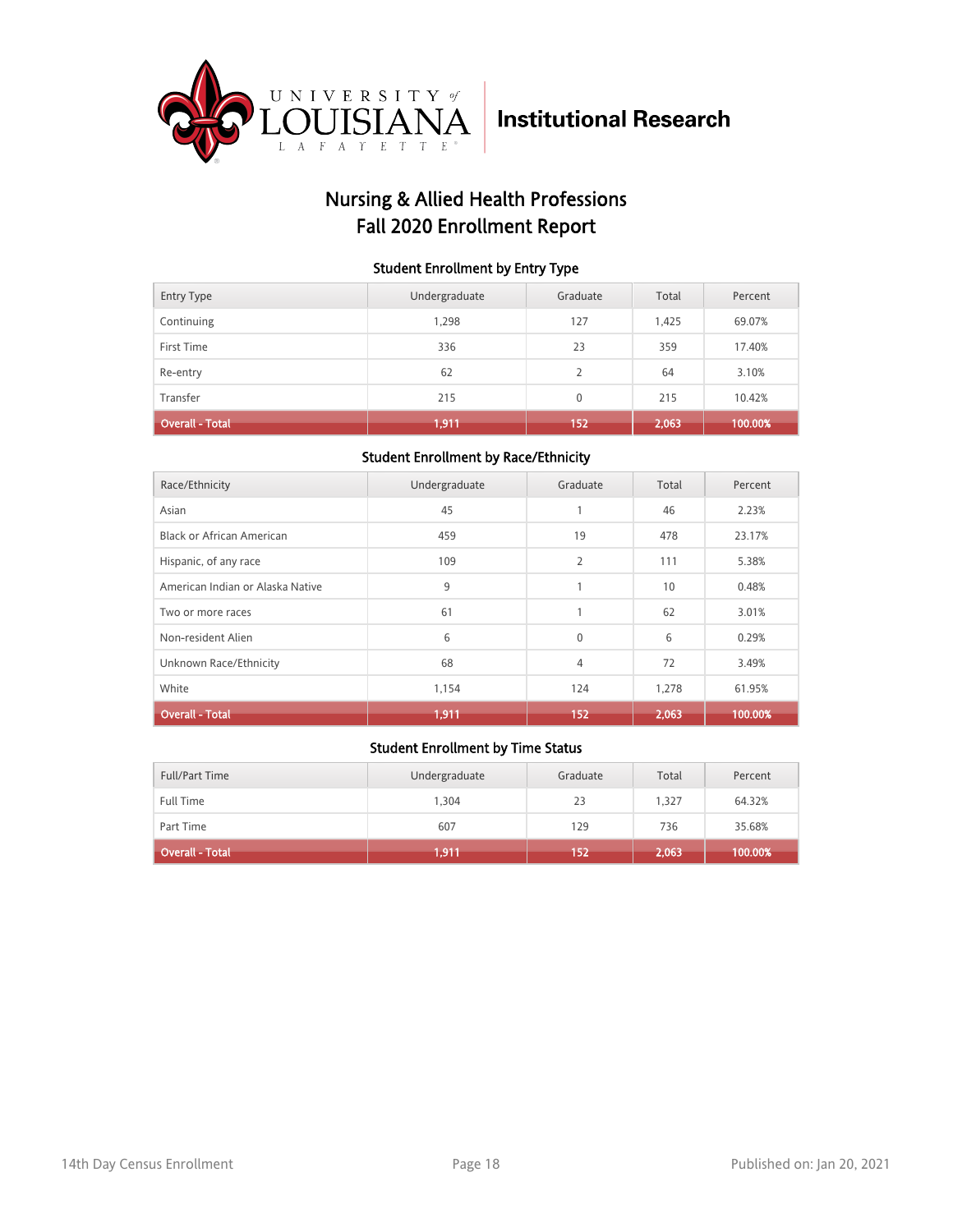University of Louisiana at Lafayette | Institutional Research

# Nursing & Allied Health Professions
# Fall 2020 Enrollment Report

### Student Enrollment by Entry Type

| Entry Type | Undergraduate | Graduate | Total | Percent |
|---|---|---|---|---|
| Continuing | 1,298 | 127 | 1,425 | 69.07% |
| First Time | 336 | 23 | 359 | 17.40% |
| Re-entry | 62 | 2 | 64 | 3.10% |
| Transfer | 215 | 0 | 215 | 10.42% |
| **Overall - Total** | **1,911** | **152** | **2,063** | **100.00%** |

### Student Enrollment by Race/Ethnicity

| Race/Ethnicity | Undergraduate | Graduate | Total | Percent |
|---|---|---|---|---|
| Asian | 45 | 1 | 46 | 2.23% |
| Black or African American | 459 | 19 | 478 | 23.17% |
| Hispanic, of any race | 109 | 2 | 111 | 5.38% |
| American Indian or Alaska Native | 9 | 1 | 10 | 0.48% |
| Two or more races | 61 | 1 | 62 | 3.01% |
| Non-resident Alien | 6 | 0 | 6 | 0.29% |
| Unknown Race/Ethnicity | 68 | 4 | 72 | 3.49% |
| White | 1,154 | 124 | 1,278 | 61.95% |
| **Overall - Total** | **1,911** | **152** | **2,063** | **100.00%** |

### Student Enrollment by Time Status

| Full/Part Time | Undergraduate | Graduate | Total | Percent |
|---|---|---|---|---|
| Full Time | 1,304 | 23 | 1,327 | 64.32% |
| Part Time | 607 | 129 | 736 | 35.68% |
| **Overall - Total** | **1,911** | **152** | **2,063** | **100.00%** |

14th Day Census Enrollment | Published on: Jan 20, 2021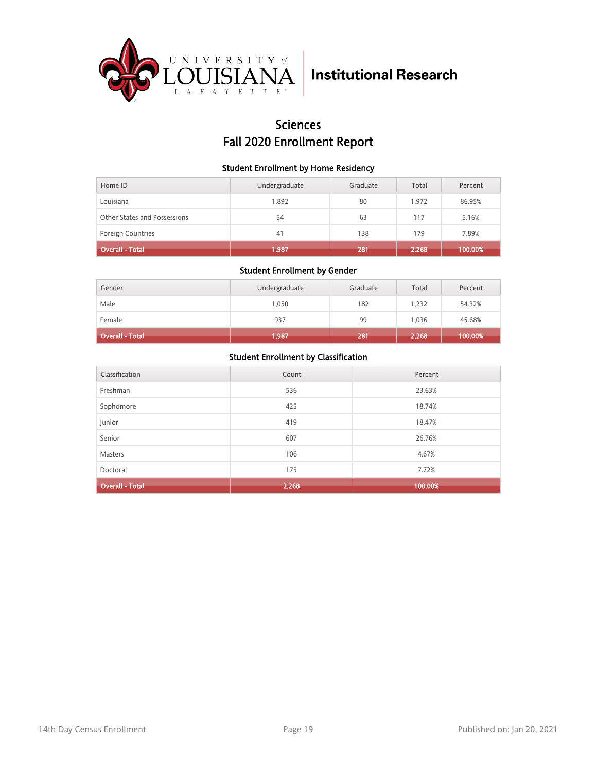University of Louisiana Lafayette | Institutional Research

# Sciences
# Fall 2020 Enrollment Report

### Student Enrollment by Home Residency

| Home ID | Undergraduate | Graduate | Total | Percent |
|---|---|---|---|---|
| Louisiana | 1,892 | 80 | 1,972 | 86.95% |
| Other States and Possessions | 54 | 63 | 117 | 5.16% |
| Foreign Countries | 41 | 138 | 179 | 7.89% |
| **Overall - Total** | **1,987** | **281** | **2,268** | **100.00%** |

### Student Enrollment by Gender

| Gender | Undergraduate | Graduate | Total | Percent |
|---|---|---|---|---|
| Male | 1,050 | 182 | 1,232 | 54.32% |
| Female | 937 | 99 | 1,036 | 45.68% |
| **Overall - Total** | **1,987** | **281** | **2,268** | **100.00%** |

### Student Enrollment by Classification

| Classification | Count | Percent |
|---|---|---|
| Freshman | 536 | 23.63% |
| Sophomore | 425 | 18.74% |
| Junior | 419 | 18.47% |
| Senior | 607 | 26.76% |
| Masters | 106 | 4.67% |
| Doctoral | 175 | 7.72% |
| **Overall - Total** | **2,268** | **100.00%** |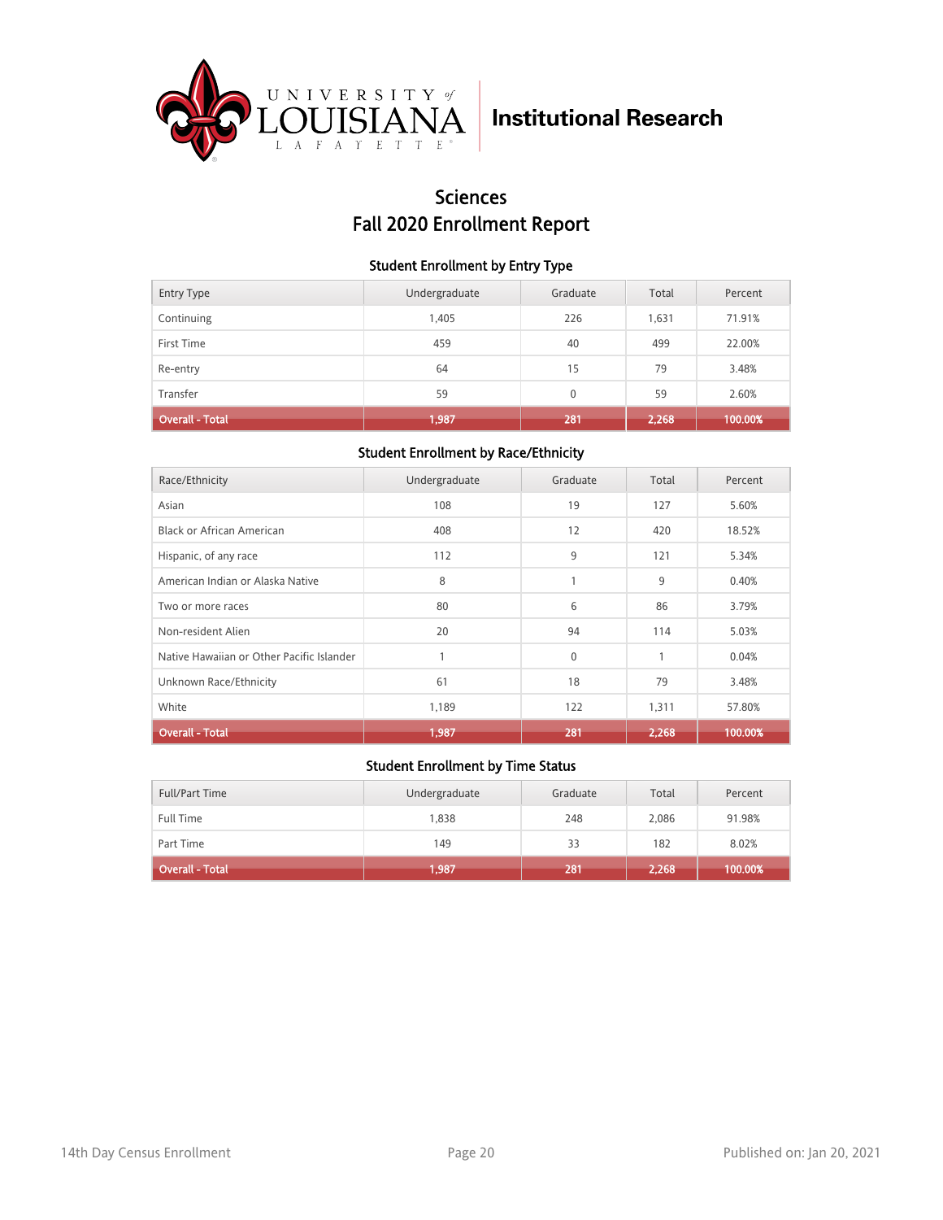UNIVERSITY of LOUISIANA LAFAYETTE

Institutional Research

# Sciences
# Fall 2020 Enrollment Report

## Student Enrollment by Entry Type

| Entry Type | Undergraduate | Graduate | Total | Percent |
|---|---|---|---|---|
| Continuing | 1,405 | 226 | 1,631 | 71.91% |
| First Time | 459 | 40 | 499 | 22.00% |
| Re-entry | 64 | 15 | 79 | 3.48% |
| Transfer | 59 | 0 | 59 | 2.60% |
| **Overall - Total** | **1,987** | **281** | **2,268** | **100.00%** |

## Student Enrollment by Race/Ethnicity

| Race/Ethnicity | Undergraduate | Graduate | Total | Percent |
|---|---|---|---|---|
| Asian | 108 | 19 | 127 | 5.60% |
| Black or African American | 408 | 12 | 420 | 18.52% |
| Hispanic, of any race | 112 | 9 | 121 | 5.34% |
| American Indian or Alaska Native | 8 | 1 | 9 | 0.40% |
| Two or more races | 80 | 6 | 86 | 3.79% |
| Non-resident Alien | 20 | 94 | 114 | 5.03% |
| Native Hawaiian or Other Pacific Islander | 1 | 0 | 1 | 0.04% |
| Unknown Race/Ethnicity | 61 | 18 | 79 | 3.48% |
| White | 1,189 | 122 | 1,311 | 57.80% |
| **Overall - Total** | **1,987** | **281** | **2,268** | **100.00%** |

## Student Enrollment by Time Status

| Full/Part Time | Undergraduate | Graduate | Total | Percent |
|---|---|---|---|---|
| Full Time | 1,838 | 248 | 2,086 | 91.98% |
| Part Time | 149 | 33 | 182 | 8.02% |
| **Overall - Total** | **1,987** | **281** | **2,268** | **100.00%** |

14th Day Census Enrollment

Published on: Jan 20, 2021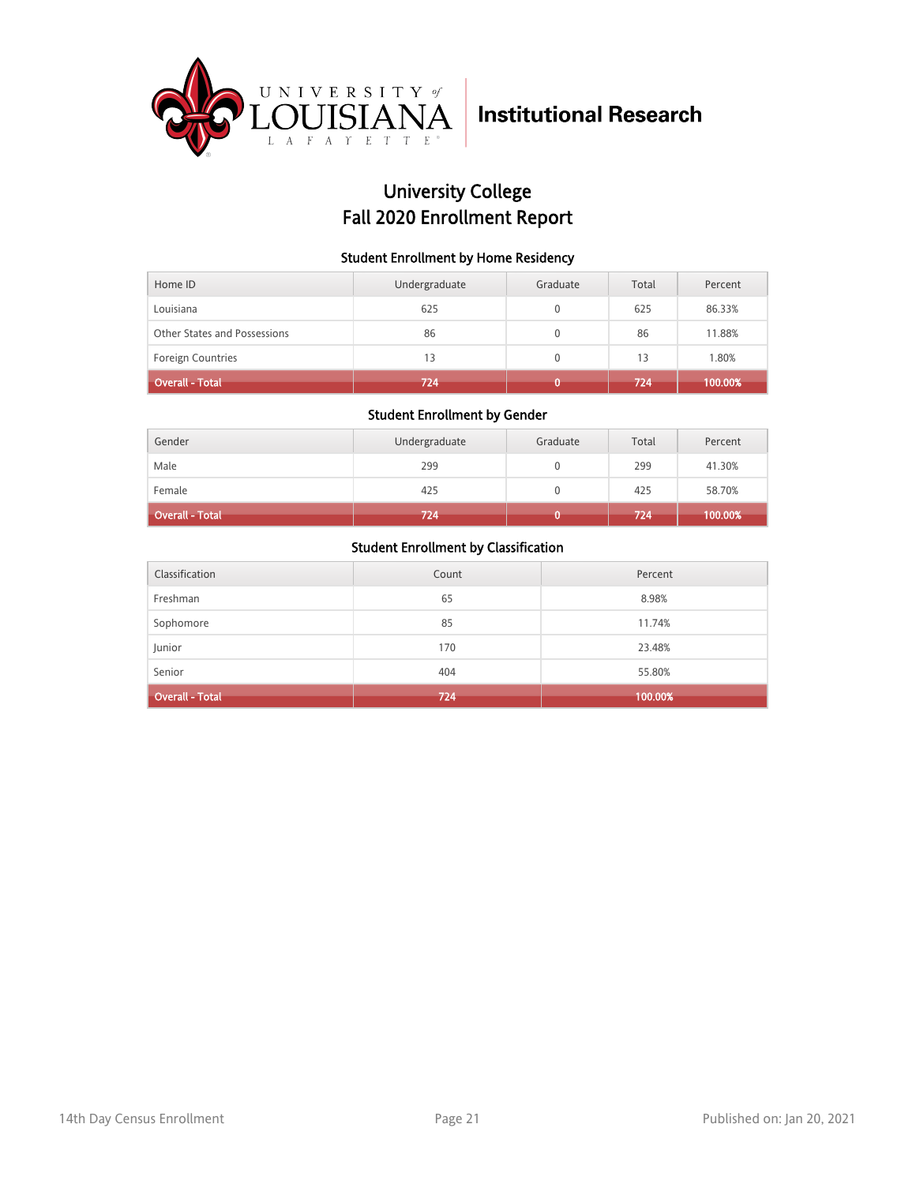University of Louisiana Lafayette | Institutional Research

# University College
# Fall 2020 Enrollment Report

### Student Enrollment by Home Residency

| Home ID | Undergraduate | Graduate | Total | Percent |
|---|---|---|---|---|
| Louisiana | 625 | 0 | 625 | 86.33% |
| Other States and Possessions | 86 | 0 | 86 | 11.88% |
| Foreign Countries | 13 | 0 | 13 | 1.80% |
| Overall - Total | 724 | 0 | 724 | 100.00% |

### Student Enrollment by Gender

| Gender | Undergraduate | Graduate | Total | Percent |
|---|---|---|---|---|
| Male | 299 | 0 | 299 | 41.30% |
| Female | 425 | 0 | 425 | 58.70% |
| Overall - Total | 724 | 0 | 724 | 100.00% |

### Student Enrollment by Classification

| Classification | Count | Percent |
|---|---|---|
| Freshman | 65 | 8.98% |
| Sophomore | 85 | 11.74% |
| Junior | 170 | 23.48% |
| Senior | 404 | 55.80% |
| Overall - Total | 724 | 100.00% |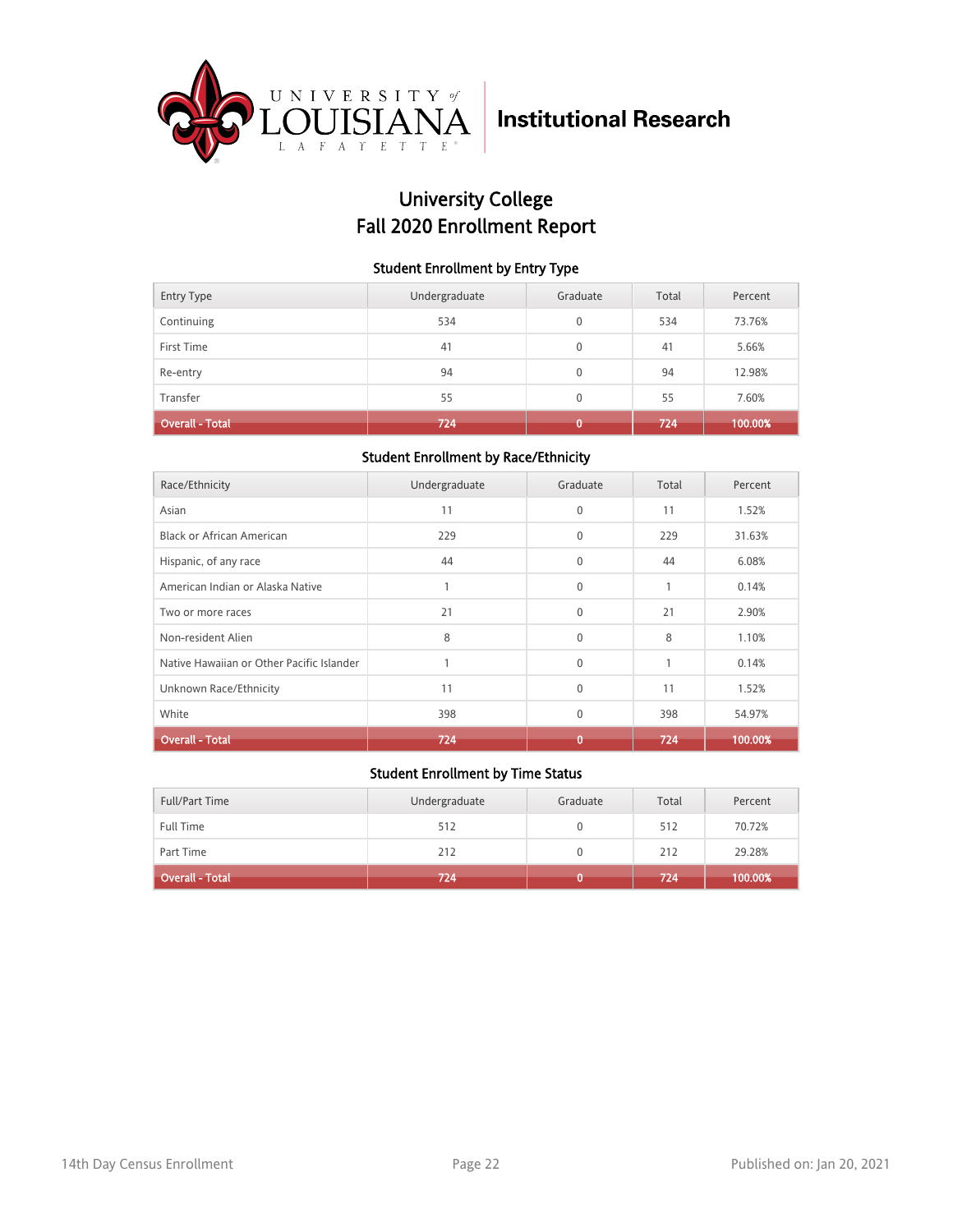UNIVERSITY of LOUISIANA LAFAYETTE

Institutional Research

# University College
# Fall 2020 Enrollment Report

### Student Enrollment by Entry Type

| Entry Type | Undergraduate | Graduate | Total | Percent |
|---|---|---|---|---|
| Continuing | 534 | 0 | 534 | 73.76% |
| First Time | 41 | 0 | 41 | 5.66% |
| Re-entry | 94 | 0 | 94 | 12.98% |
| Transfer | 55 | 0 | 55 | 7.60% |
| **Overall - Total** | **724** | **0** | **724** | **100.00%** |

### Student Enrollment by Race/Ethnicity

| Race/Ethnicity | Undergraduate | Graduate | Total | Percent |
|---|---|---|---|---|
| Asian | 11 | 0 | 11 | 1.52% |
| Black or African American | 229 | 0 | 229 | 31.63% |
| Hispanic, of any race | 44 | 0 | 44 | 6.08% |
| American Indian or Alaska Native | 1 | 0 | 1 | 0.14% |
| Two or more races | 21 | 0 | 21 | 2.90% |
| Non-resident Alien | 8 | 0 | 8 | 1.10% |
| Native Hawaiian or Other Pacific Islander | 1 | 0 | 1 | 0.14% |
| Unknown Race/Ethnicity | 11 | 0 | 11 | 1.52% |
| White | 398 | 0 | 398 | 54.97% |
| **Overall - Total** | **724** | **0** | **724** | **100.00%** |

### Student Enrollment by Time Status

| Full/Part Time | Undergraduate | Graduate | Total | Percent |
|---|---|---|---|---|
| Full Time | 512 | 0 | 512 | 70.72% |
| Part Time | 212 | 0 | 212 | 29.28% |
| **Overall - Total** | **724** | **0** | **724** | **100.00%** |